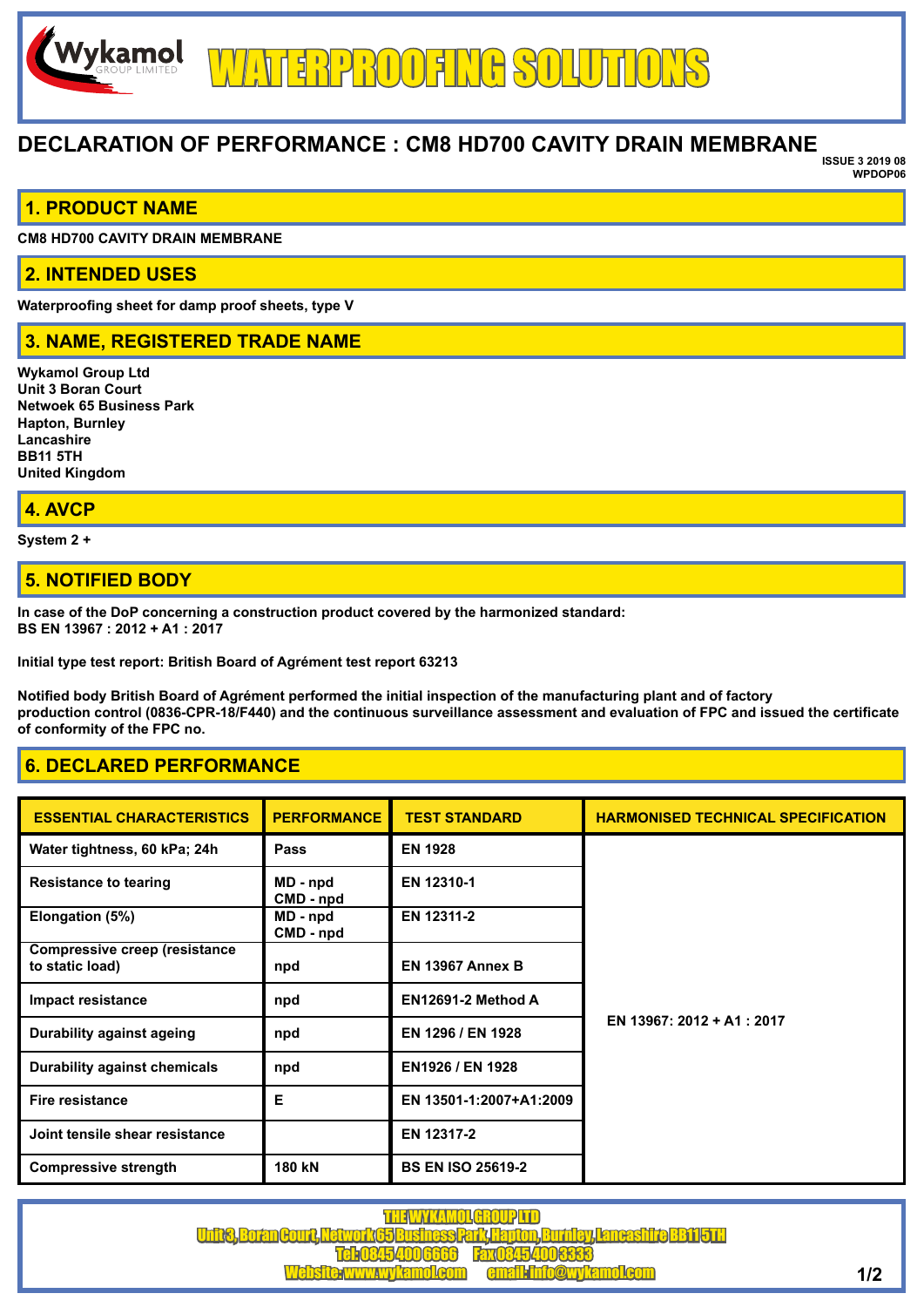Wykamol GROUP LIMITED

# WATERPROOFING SOLUTIONS

## DECLARATION OF PERFORMANCE : CM8 HD700 CAVITY DRAIN MEMBRANE

ISSUE 3 2019 08
WPDOP06

## 1. PRODUCT NAME

**CM8 HD700 CAVITY DRAIN MEMBRANE**

## 2. INTENDED USES

**Waterproofing sheet for damp proof sheets, type V**

## 3. NAME, REGISTERED TRADE NAME

**Wykamol Group Ltd**
**Unit 3 Boran Court**
**Netwoek 65 Business Park**
**Hapton, Burnley**
**Lancashire**
**BB11 5TH**
**United Kingdom**

## 4. AVCP

**System 2 +**

## 5. NOTIFIED BODY

**In case of the DoP concerning a construction product covered by the harmonized standard:**
**BS EN 13967 : 2012 + A1 : 2017**

**Initial type test report: British Board of Agrément test report 63213**

**Notified body British Board of Agrément performed the initial inspection of the manufacturing plant and of factory production control (0836-CPR-18/F440) and the continuous surveillance assessment and evaluation of FPC and issued the certificate of conformity of the FPC no.**

## 6. DECLARED PERFORMANCE

| ESSENTIAL CHARACTERISTICS | PERFORMANCE | TEST STANDARD | HARMONISED TECHNICAL SPECIFICATION |
|---|---|---|---|
| Water tightness, 60 kPa; 24h | Pass | EN 1928 | EN 13967: 2012 + A1 : 2017 |
| Resistance to tearing | MD - npd<br>CMD - npd | EN 12310-1 | |
| Elongation (5%) | MD - npd<br>CMD - npd | EN 12311-2 | |
| Compressive creep (resistance to static load) | npd | EN 13967 Annex B | |
| Impact resistance | npd | EN12691-2 Method A | |
| Durability against ageing | npd | EN 1296 / EN 1928 | |
| Durability against chemicals | npd | EN1926 / EN 1928 | |
| Fire resistance | E | EN 13501-1:2007+A1:2009 | |
| Joint tensile shear resistance | | EN 12317-2 | |
| Compressive strength | 180 kN | BS EN ISO 25619-2 | |

THE WYKAMOL GROUP LTD
Unit 3, Boran Court, Network 65 Business Park, Hapton, Burnley, Lancashire BB11 5TH
Tel: 0845 400 6666 Fax 0845 400 3333
Website: www.wykamol.com email: info@wykamol.com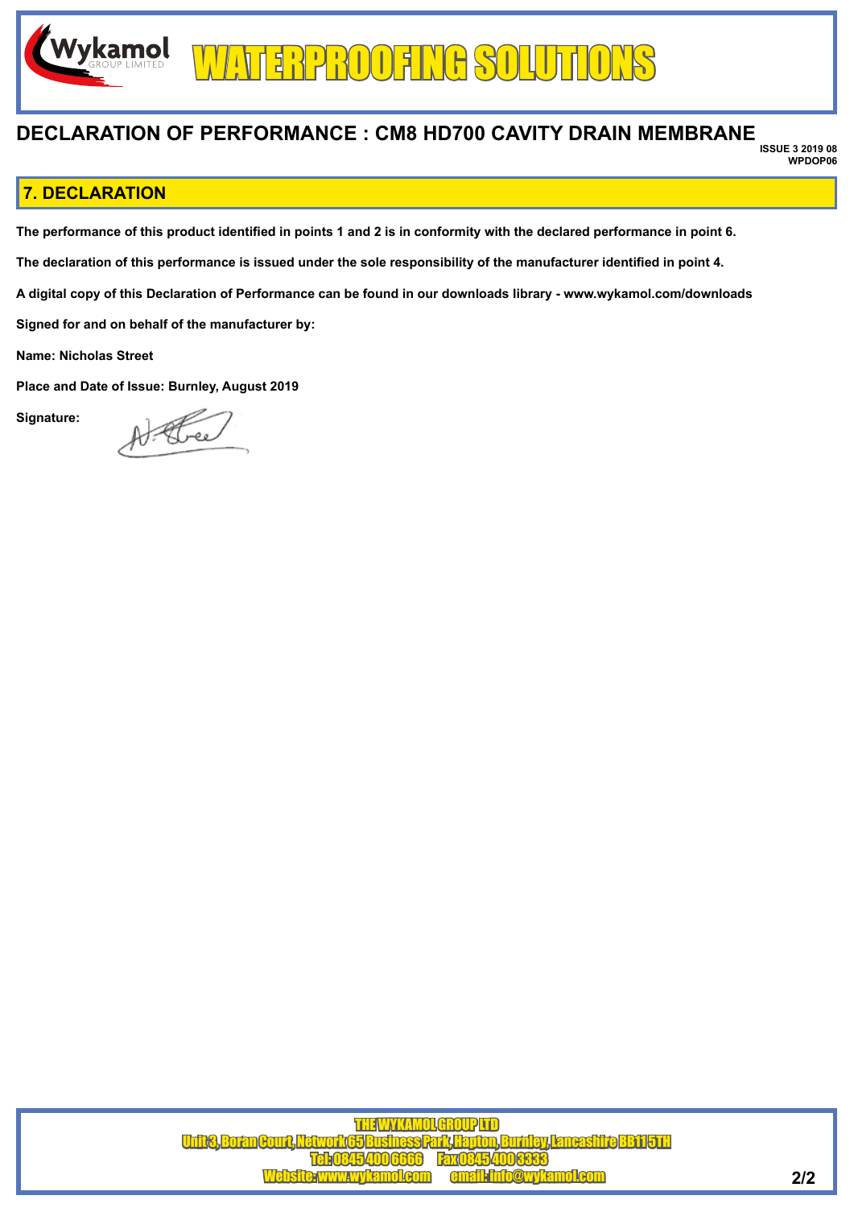## 7. DECLARATION

**The performance of this product identified in points 1 and 2 is in conformity with the declared performance in point 6.**

**The declaration of this performance is issued under the sole responsibility of the manufacturer identified in point 4.**

**A digital copy of this Declaration of Performance can be found in our downloads library - www.wykamol.com/downloads**

**Signed for and on behalf of the manufacturer by:**

**Name: Nicholas Street**

**Place and Date of Issue: Burnley, August 2019**

**Signature:**